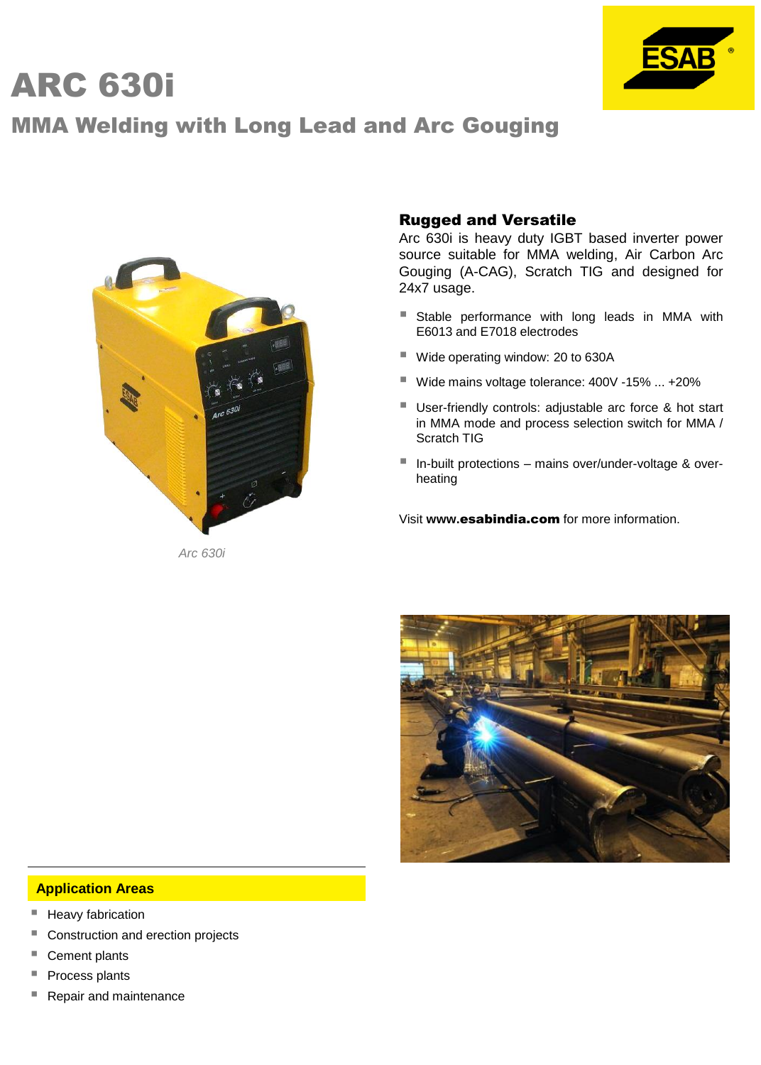# ARC 630i

## MMA Welding with Long Lead and Arc Gouging

*Arc 630i*

### Rugged and Versatile

Arc 630i is heavy duty IGBT based inverter power source suitable for MMA welding, Air Carbon Arc Gouging (A-CAG), Scratch TIG and designed for 24x7 usage.

- Stable performance with long leads in MMA with E6013 and E7018 electrodes
- Wide operating window: 20 to 630A
- Wide mains voltage tolerance: 400V -15% ... +20%
- User-friendly controls: adjustable arc force & hot start in MMA mode and process selection switch for MMA / Scratch TIG
- In-built protections – mains over/under-voltage & over-heating

Visit **www.esabindia.com** for more information.

### Application Areas

- Heavy fabrication
- Construction and erection projects
- Cement plants
- Process plants
- Repair and maintenance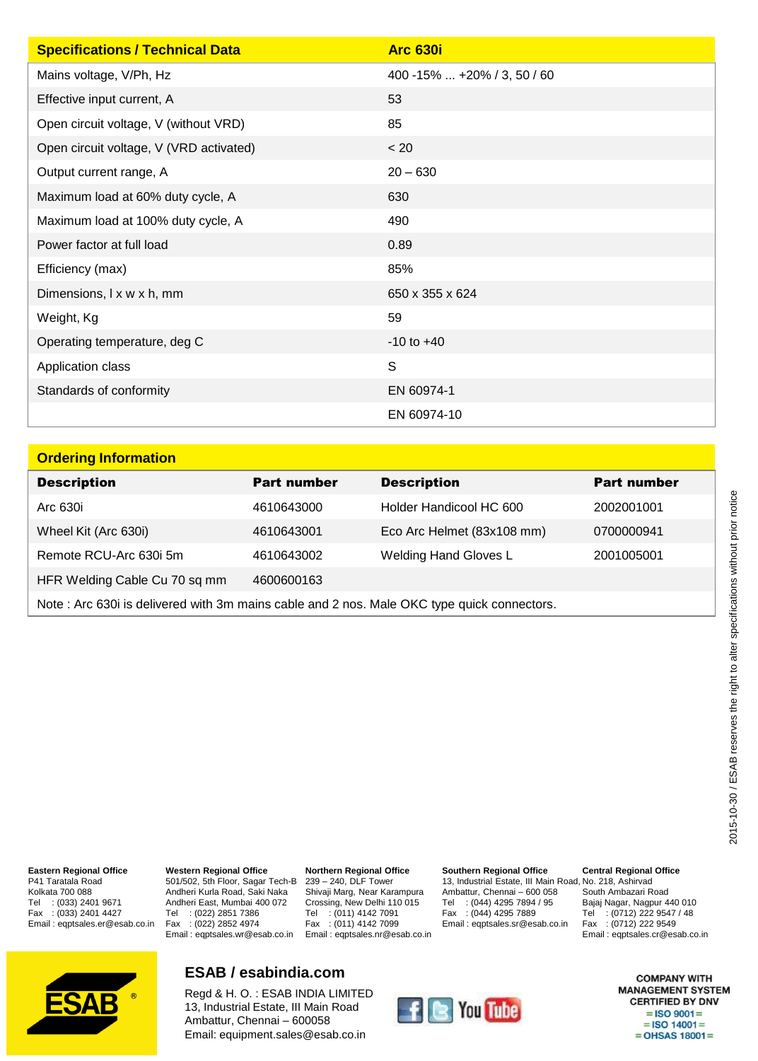| Specifications / Technical Data | Arc 630i |
| --- | --- |
| Mains voltage, V/Ph, Hz | 400 -15% ... +20% / 3, 50 / 60 |
| Effective input current, A | 53 |
| Open circuit voltage, V (without VRD) | 85 |
| Open circuit voltage, V (VRD activated) | < 20 |
| Output current range, A | 20 – 630 |
| Maximum load at 60% duty cycle, A | 630 |
| Maximum load at 100% duty cycle, A | 490 |
| Power factor at full load | 0.89 |
| Efficiency (max) | 85% |
| Dimensions, l x w x h, mm | 650 x 355 x 624 |
| Weight, Kg | 59 |
| Operating temperature, deg C | -10 to +40 |
| Application class | S |
| Standards of conformity | EN 60974-1 |
| | EN 60974-10 |

## Ordering Information

| Description | Part number | Description | Part number |
| --- | --- | --- | --- |
| Arc 630i | 4610643000 | Holder Handicool HC 600 | 2002001001 |
| Wheel Kit (Arc 630i) | 4610643001 | Eco Arc Helmet (83x108 mm) | 0700000941 |
| Remote RCU-Arc 630i 5m | 4610643002 | Welding Hand Gloves L | 2001005001 |
| HFR Welding Cable Cu 70 sq mm | 4600600163 | | |

Note : Arc 630i is delivered with 3m mains cable and 2 nos. Male OKC type quick connectors.

2015-10-30 / ESAB reserves the right to alter specifications without prior notice

**Eastern Regional Office**
P41 Taratala Road
Kolkata 700 088
Tel : (033) 2401 9671
Fax : (033) 2401 4427
Email : eqptsales.er@esab.co.in

**Western Regional Office**
501/502, 5th Floor, Sagar Tech-B
Andheri Kurla Road, Saki Naka
Andheri East, Mumbai 400 072
Tel : (022) 2851 7386
Fax : (022) 2852 4974
Email : eqptsales.wr@esab.co.in

**Northern Regional Office**
239 – 240, DLF Tower
Shivaji Marg, Near Karampura
Crossing, New Delhi 110 015
Tel : (011) 4142 7091
Fax : (011) 4142 7099
Email : eqptsales.nr@esab.co.in

**Southern Regional Office**
13, Industrial Estate, III Main Road,
Ambattur, Chennai – 600 058
Tel : (044) 4295 7894 / 95
Fax : (044) 4295 7889
Email : eqptsales.sr@esab.co.in

**Central Regional Office**
No. 218, Ashirvad
South Ambazari Road
Bajaj Nagar, Nagpur 440 010
Tel : (0712) 222 9547 / 48
Fax : (0712) 222 9549
Email : eqptsales.cr@esab.co.in

## ESAB / esabindia.com

Regd & H. O. : ESAB INDIA LIMITED
13, Industrial Estate, III Main Road
Ambattur, Chennai – 600058
Email: equipment.sales@esab.co.in

COMPANY WITH MANAGEMENT SYSTEM CERTIFIED BY DNV
= ISO 9001 =
= ISO 14001 =
= OHSAS 18001 =